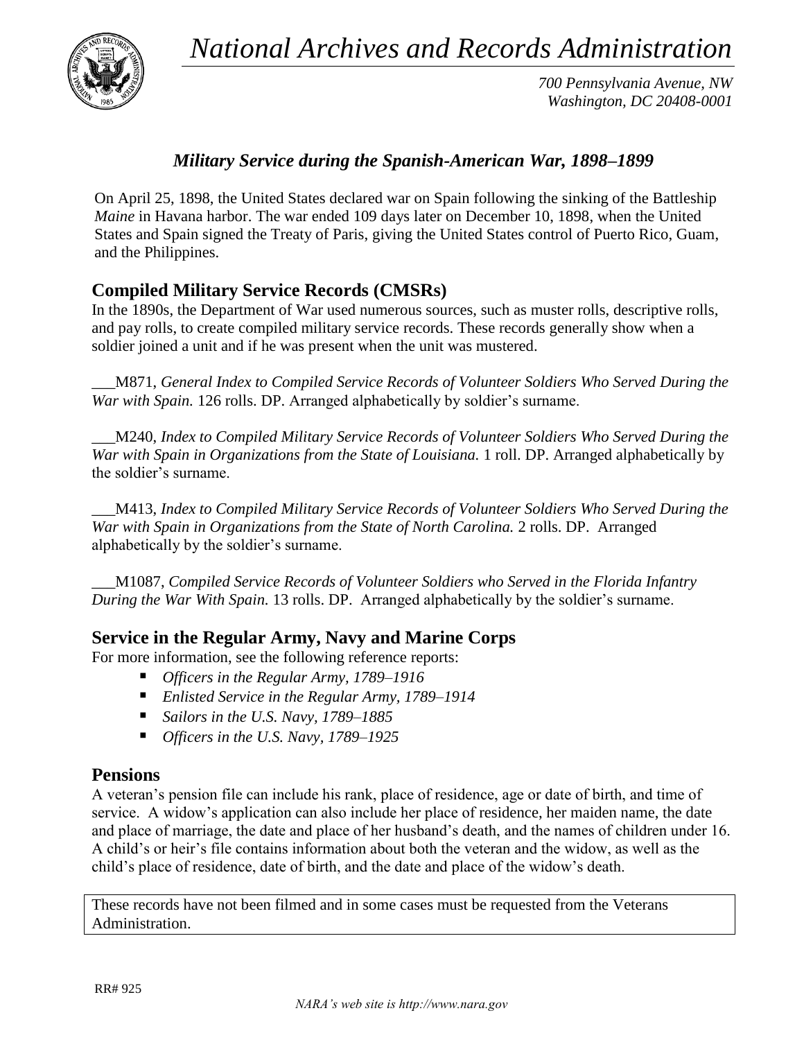# *National Archives and Records Administration*

*700 Pennsylvania Avenue, NW*
*Washington, DC 20408-0001*

## *Military Service during the Spanish-American War, 1898–1899*

On April 25, 1898, the United States declared war on Spain following the sinking of the Battleship *Maine* in Havana harbor. The war ended 109 days later on December 10, 1898, when the United States and Spain signed the Treaty of Paris, giving the United States control of Puerto Rico, Guam, and the Philippines.

## Compiled Military Service Records (CMSRs)

In the 1890s, the Department of War used numerous sources, such as muster rolls, descriptive rolls, and pay rolls, to create compiled military service records. These records generally show when a soldier joined a unit and if he was present when the unit was mustered.

___M871, *General Index to Compiled Service Records of Volunteer Soldiers Who Served During the War with Spain.* 126 rolls. DP. Arranged alphabetically by soldier's surname.

___M240, *Index to Compiled Military Service Records of Volunteer Soldiers Who Served During the War with Spain in Organizations from the State of Louisiana.* 1 roll. DP. Arranged alphabetically by the soldier's surname.

___M413, *Index to Compiled Military Service Records of Volunteer Soldiers Who Served During the War with Spain in Organizations from the State of North Carolina.* 2 rolls. DP. Arranged alphabetically by the soldier's surname.

___M1087, *Compiled Service Records of Volunteer Soldiers who Served in the Florida Infantry During the War With Spain.* 13 rolls. DP. Arranged alphabetically by the soldier's surname.

## Service in the Regular Army, Navy and Marine Corps

For more information, see the following reference reports:

- *Officers in the Regular Army, 1789–1916*
- *Enlisted Service in the Regular Army, 1789–1914*
- *Sailors in the U.S. Navy, 1789–1885*
- *Officers in the U.S. Navy, 1789–1925*

## Pensions

A veteran's pension file can include his rank, place of residence, age or date of birth, and time of service. A widow's application can also include her place of residence, her maiden name, the date and place of marriage, the date and place of her husband's death, and the names of children under 16. A child's or heir's file contains information about both the veteran and the widow, as well as the child's place of residence, date of birth, and the date and place of the widow's death.

These records have not been filmed and in some cases must be requested from the Veterans Administration.

RR# 925

*NARA's web site is http://www.nara.gov*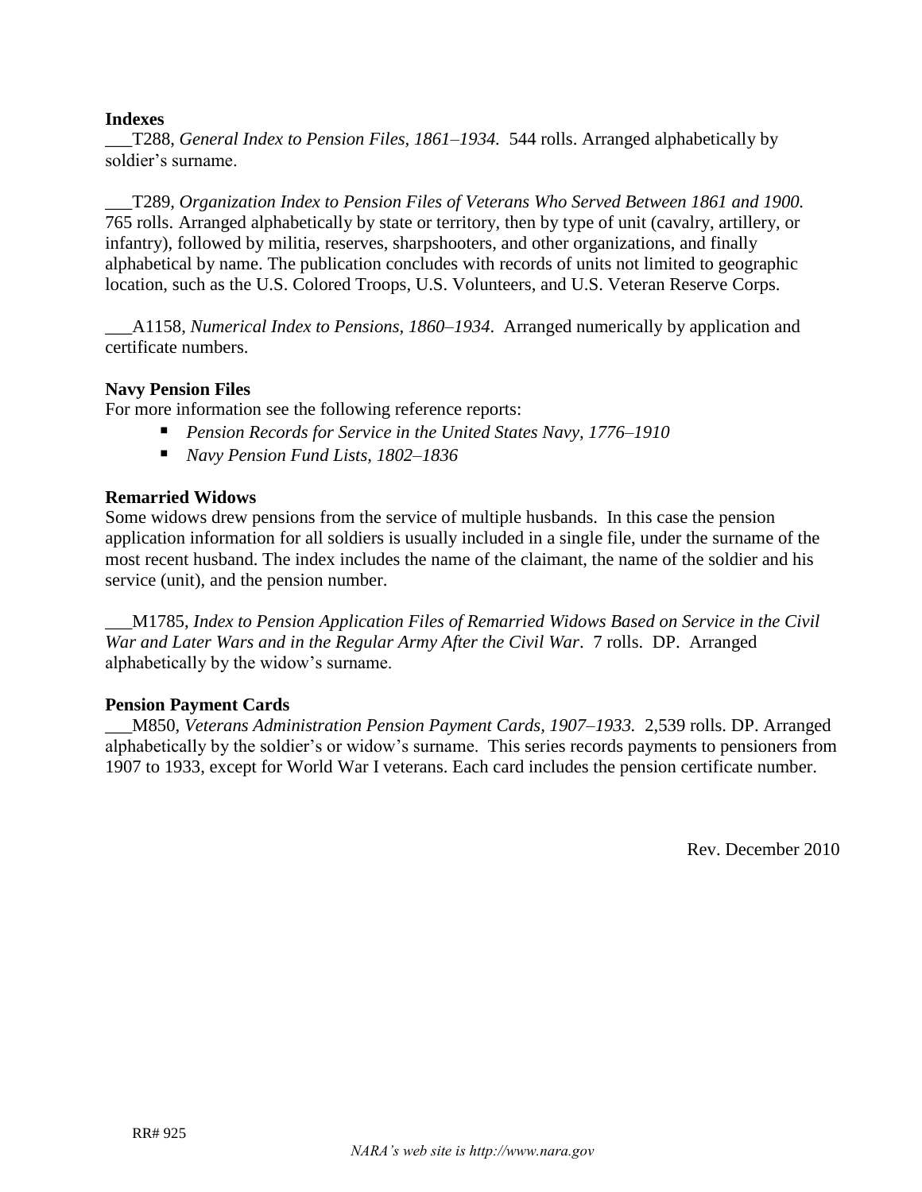**Indexes**

___T288, *General Index to Pension Files, 1861–1934.* 544 rolls. Arranged alphabetically by soldier's surname.

___T289, *Organization Index to Pension Files of Veterans Who Served Between 1861 and 1900.* 765 rolls. Arranged alphabetically by state or territory, then by type of unit (cavalry, artillery, or infantry), followed by militia, reserves, sharpshooters, and other organizations, and finally alphabetical by name. The publication concludes with records of units not limited to geographic location, such as the U.S. Colored Troops, U.S. Volunteers, and U.S. Veteran Reserve Corps.

___A1158, *Numerical Index to Pensions, 1860–1934.* Arranged numerically by application and certificate numbers.

**Navy Pension Files**

For more information see the following reference reports:

- *Pension Records for Service in the United States Navy, 1776–1910*
- *Navy Pension Fund Lists, 1802–1836*

**Remarried Widows**

Some widows drew pensions from the service of multiple husbands. In this case the pension application information for all soldiers is usually included in a single file, under the surname of the most recent husband. The index includes the name of the claimant, the name of the soldier and his service (unit), and the pension number.

___M1785, *Index to Pension Application Files of Remarried Widows Based on Service in the Civil War and Later Wars and in the Regular Army After the Civil War*. 7 rolls. DP. Arranged alphabetically by the widow's surname.

**Pension Payment Cards**

___M850, *Veterans Administration Pension Payment Cards, 1907–1933.* 2,539 rolls. DP. Arranged alphabetically by the soldier's or widow's surname. This series records payments to pensioners from 1907 to 1933, except for World War I veterans. Each card includes the pension certificate number.

Rev. December 2010

RR# 925

*NARA's web site is http://www.nara.gov*